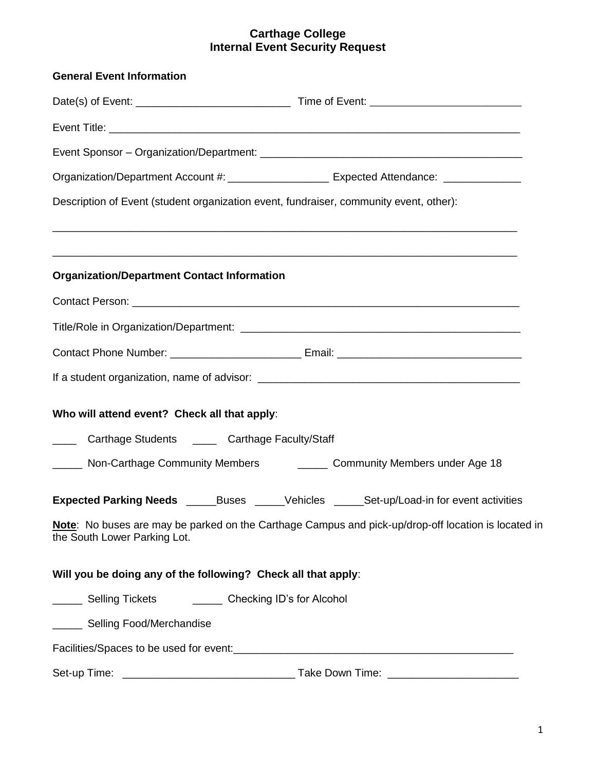# Carthage College
## Internal Event Security Request

**General Event Information**

Date(s) of Event: __________________________ Time of Event: _________________________

Event Title: ________________________________________________________________________

Event Sponsor – Organization/Department: ____________________________________________

Organization/Department Account #: _________________ Expected Attendance: _____________

Description of Event (student organization event, fundraiser, community event, other):

_____________________________________________________________________________

_____________________________________________________________________________

**Organization/Department Contact Information**

Contact Person: _____________________________________________________________________

Title/Role in Organization/Department: ________________________________________________

Contact Phone Number: ______________________ Email: _______________________________

If a student organization, name of advisor: ______________________________________________

**Who will attend event? Check all that apply**:

____ Carthage Students ____ Carthage Faculty/Staff

_____ Non-Carthage Community Members _____ Community Members under Age 18

**Expected Parking Needs** _____Buses _____Vehicles _____Set-up/Load-in for event activities

**Note**: No buses are may be parked on the Carthage Campus and pick-up/drop-off location is located in the South Lower Parking Lot.

**Will you be doing any of the following? Check all that apply**:

_____ Selling Tickets _____ Checking ID's for Alcohol

_____ Selling Food/Merchandise

Facilities/Spaces to be used for event:________________________________________________

Set-up Time: _____________________________ Take Down Time: ______________________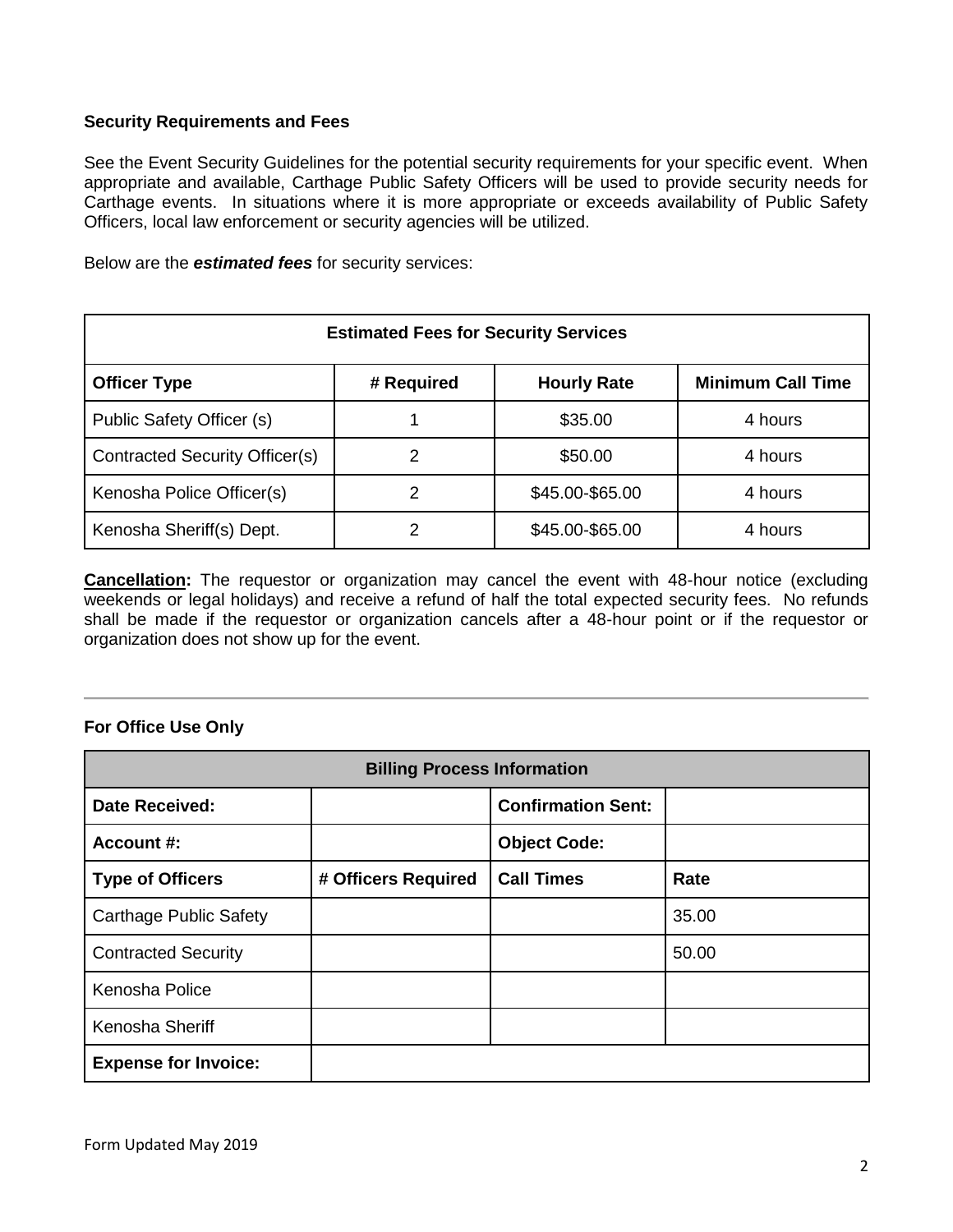## Security Requirements and Fees

See the Event Security Guidelines for the potential security requirements for your specific event. When appropriate and available, Carthage Public Safety Officers will be used to provide security needs for Carthage events. In situations where it is more appropriate or exceeds availability of Public Safety Officers, local law enforcement or security agencies will be utilized.

Below are the ***estimated fees*** for security services:

| Estimated Fees for Security Services | | | |
|---|---|---|---|
| **Officer Type** | **# Required** | **Hourly Rate** | **Minimum Call Time** |
| Public Safety Officer (s) | 1 | $35.00 | 4 hours |
| Contracted Security Officer(s) | 2 | $50.00 | 4 hours |
| Kenosha Police Officer(s) | 2 | $45.00-$65.00 | 4 hours |
| Kenosha Sheriff(s) Dept. | 2 | $45.00-$65.00 | 4 hours |

**Cancellation:** The requestor or organization may cancel the event with 48-hour notice (excluding weekends or legal holidays) and receive a refund of half the total expected security fees. No refunds shall be made if the requestor or organization cancels after a 48-hour point or if the requestor or organization does not show up for the event.

---

**For Office Use Only**

| Billing Process Information | | | |
|---|---|---|---|
| **Date Received:** | | **Confirmation Sent:** | |
| **Account #:** | | **Object Code:** | |
| **Type of Officers** | **# Officers Required** | **Call Times** | **Rate** |
| Carthage Public Safety | | | 35.00 |
| Contracted Security | | | 50.00 |
| Kenosha Police | | | |
| Kenosha Sheriff | | | |
| **Expense for Invoice:** | | | |

Form Updated May 2019